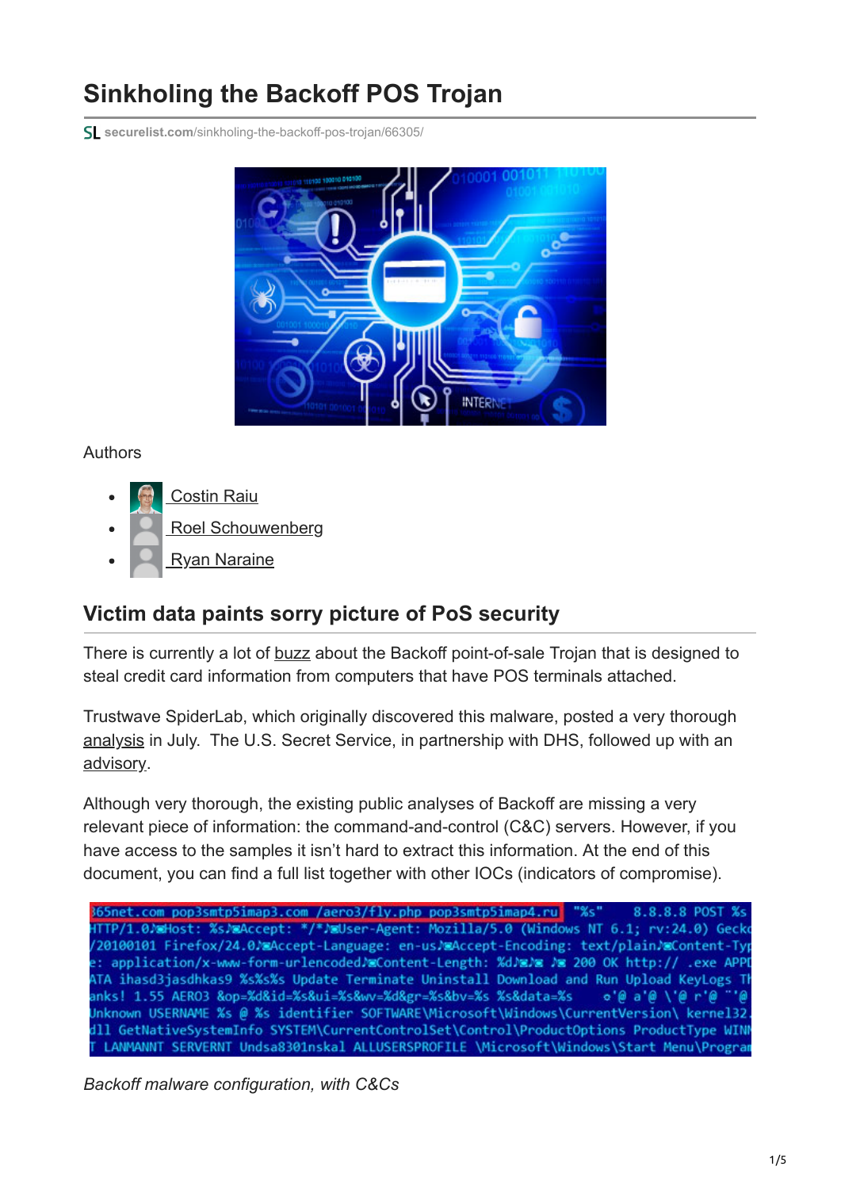# Sinkholing the Backoff POS Trojan

securelist.com/sinkholing-the-backoff-pos-trojan/66305/

Authors

- Costin Raiu
- Roel Schouwenberg
- Ryan Naraine

## Victim data paints sorry picture of PoS security

There is currently a lot of buzz about the Backoff point-of-sale Trojan that is designed to steal credit card information from computers that have POS terminals attached.

Trustwave SpiderLab, which originally discovered this malware, posted a very thorough analysis in July. The U.S. Secret Service, in partnership with DHS, followed up with an advisory.

Although very thorough, the existing public analyses of Backoff are missing a very relevant piece of information: the command-and-control (C&C) servers. However, if you have access to the samples it isn't hard to extract this information. At the end of this document, you can find a full list together with other IOCs (indicators of compromise).

```
365net.com pop3smtp5imap3.com /aero3/fly.php pop3smtp5imap4.ru "%s"    8.8.8.8 POST %s
HTTP/1.0 Host: %s Accept: */* User-Agent: Mozilla/5.0 (Windows NT 6.1; rv:24.0) Gecko
/20100101 Firefox/24.0 Accept-Language: en-us Accept-Encoding: text/plain Content-Typ
e: application/x-www-form-urlencoded Content-Length: %d   200 OK http:// .exe APPD
ATA ihasd3jasdhkas9 %s%s%s Update Terminate Uninstall Download and Run Upload KeyLogs Th
anks! 1.55 AERO3 &op=%d&id=%s&ui=%s&wv=%d&gr=%s&bv=%s %s&data=%s    o'@ a'@ \'@ r'@ ¨'@
Unknown USERNAME %s @ %s identifier SOFTWARE\Microsoft\Windows\CurrentVersion\ kernel32.
dll GetNativeSystemInfo SYSTEM\CurrentControlSet\Control\ProductOptions ProductType WINN
T LANMANNT SERVERNT Undsa8301nskal ALLUSERSPROFILE \Microsoft\Windows\Start Menu\Progran
```

*Backoff malware configuration, with C&Cs*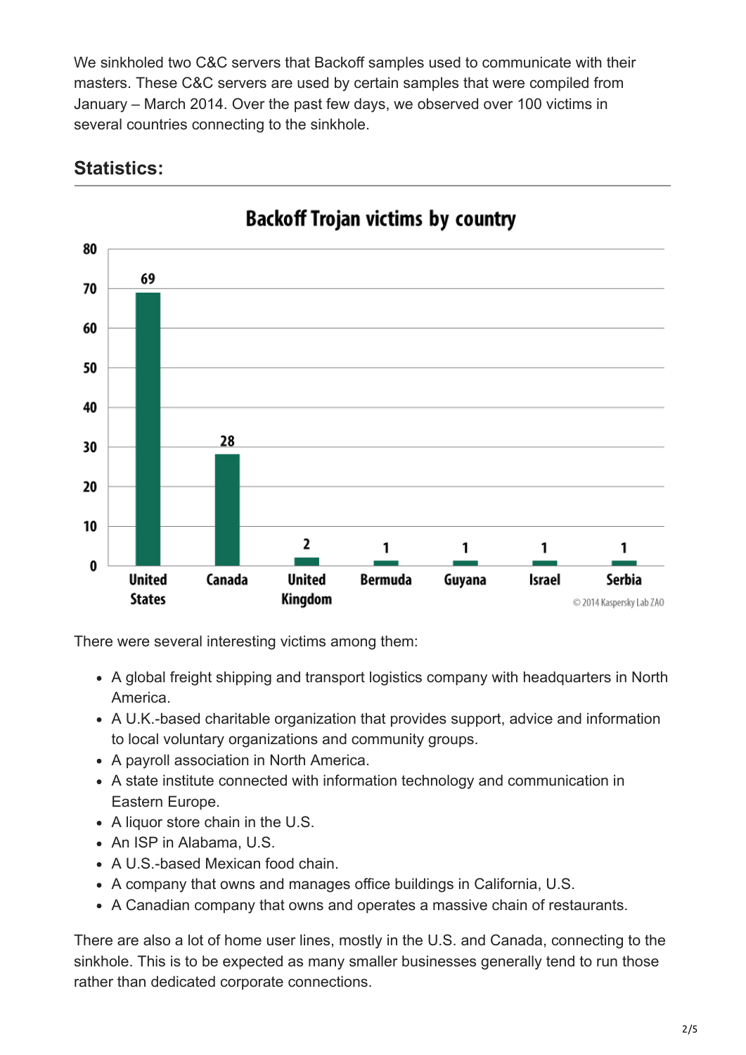We sinkholed two C&C servers that Backoff samples used to communicate with their masters. These C&C servers are used by certain samples that were compiled from January – March 2014. Over the past few days, we observed over 100 victims in several countries connecting to the sinkhole.

## Statistics:

**Backoff Trojan victims by country**

| Country | Victims |
|---|---|
| United States | 69 |
| Canada | 28 |
| United Kingdom | 2 |
| Bermuda | 1 |
| Guyana | 1 |
| Israel | 1 |
| Serbia | 1 |

© 2014 Kaspersky Lab ZAO

There were several interesting victims among them:

- A global freight shipping and transport logistics company with headquarters in North America.
- A U.K.-based charitable organization that provides support, advice and information to local voluntary organizations and community groups.
- A payroll association in North America.
- A state institute connected with information technology and communication in Eastern Europe.
- A liquor store chain in the U.S.
- An ISP in Alabama, U.S.
- A U.S.-based Mexican food chain.
- A company that owns and manages office buildings in California, U.S.
- A Canadian company that owns and operates a massive chain of restaurants.

There are also a lot of home user lines, mostly in the U.S. and Canada, connecting to the sinkhole. This is to be expected as many smaller businesses generally tend to run those rather than dedicated corporate connections.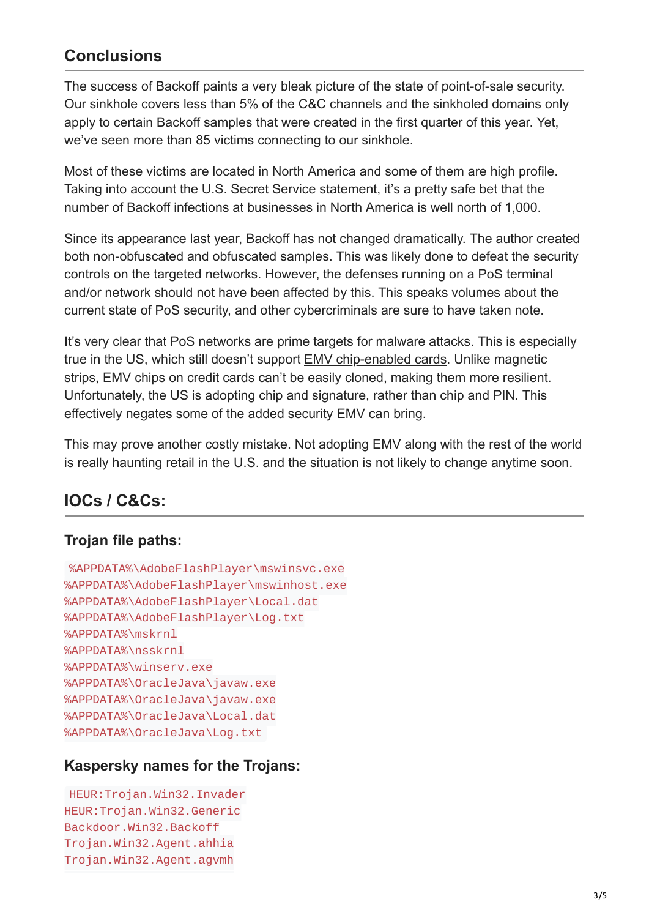## Conclusions

The success of Backoff paints a very bleak picture of the state of point-of-sale security. Our sinkhole covers less than 5% of the C&C channels and the sinkholed domains only apply to certain Backoff samples that were created in the first quarter of this year. Yet, we've seen more than 85 victims connecting to our sinkhole.

Most of these victims are located in North America and some of them are high profile. Taking into account the U.S. Secret Service statement, it's a pretty safe bet that the number of Backoff infections at businesses in North America is well north of 1,000.

Since its appearance last year, Backoff has not changed dramatically. The author created both non-obfuscated and obfuscated samples. This was likely done to defeat the security controls on the targeted networks. However, the defenses running on a PoS terminal and/or network should not have been affected by this. This speaks volumes about the current state of PoS security, and other cybercriminals are sure to have taken note.

It's very clear that PoS networks are prime targets for malware attacks. This is especially true in the US, which still doesn't support EMV chip-enabled cards. Unlike magnetic strips, EMV chips on credit cards can't be easily cloned, making them more resilient. Unfortunately, the US is adopting chip and signature, rather than chip and PIN. This effectively negates some of the added security EMV can bring.

This may prove another costly mistake. Not adopting EMV along with the rest of the world is really haunting retail in the U.S. and the situation is not likely to change anytime soon.

## IOCs / C&Cs:

### Trojan file paths:

```
%APPDATA%\AdobeFlashPlayer\mswinsvc.exe
%APPDATA%\AdobeFlashPlayer\mswinhost.exe
%APPDATA%\AdobeFlashPlayer\Local.dat
%APPDATA%\AdobeFlashPlayer\Log.txt
%APPDATA%\mskrnl
%APPDATA%\nsskrnl
%APPDATA%\winserv.exe
%APPDATA%\OracleJava\javaw.exe
%APPDATA%\OracleJava\javaw.exe
%APPDATA%\OracleJava\Local.dat
%APPDATA%\OracleJava\Log.txt
```

### Kaspersky names for the Trojans:

```
HEUR:Trojan.Win32.Invader
HEUR:Trojan.Win32.Generic
Backdoor.Win32.Backoff
Trojan.Win32.Agent.ahhia
Trojan.Win32.Agent.agvmh
```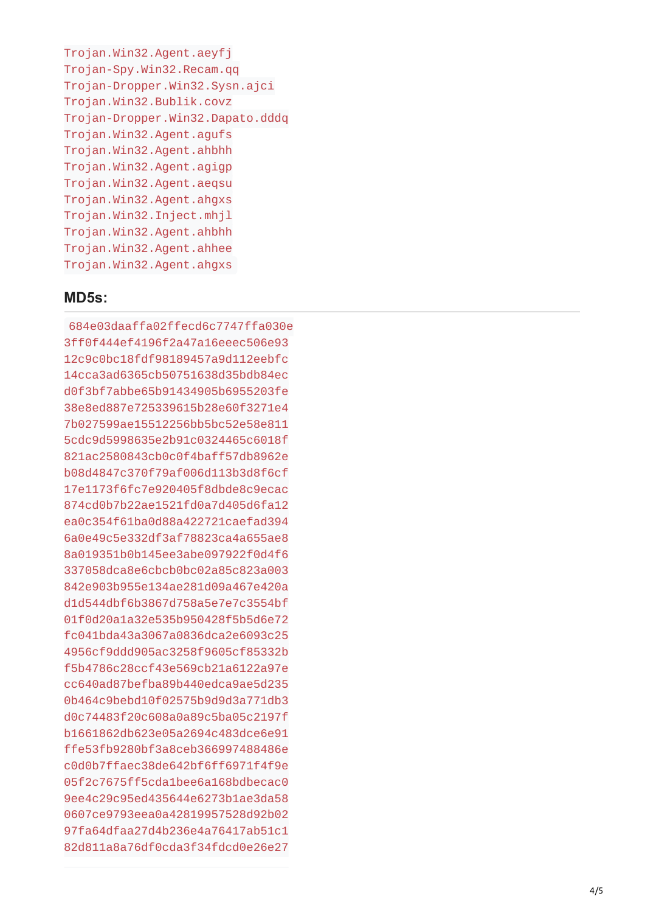```
Trojan.Win32.Agent.aeyfj
Trojan-Spy.Win32.Recam.qq
Trojan-Dropper.Win32.Sysn.ajci
Trojan.Win32.Bublik.covz
Trojan-Dropper.Win32.Dapato.dddq
Trojan.Win32.Agent.agufs
Trojan.Win32.Agent.ahbhh
Trojan.Win32.Agent.agigp
Trojan.Win32.Agent.aeqsu
Trojan.Win32.Agent.ahgxs
Trojan.Win32.Inject.mhjl
Trojan.Win32.Agent.ahbhh
Trojan.Win32.Agent.ahhee
Trojan.Win32.Agent.ahgxs
```

## MD5s:

```
684e03daaffa02ffecd6c7747ffa030e
3ff0f444ef4196f2a47a16eeec506e93
12c9c0bc18fdf98189457a9d112eebfc
14cca3ad6365cb50751638d35bdb84ec
d0f3bf7abbe65b91434905b6955203fe
38e8ed887e725339615b28e60f3271e4
7b027599ae15512256bb5bc52e58e811
5cdc9d5998635e2b91c0324465c6018f
821ac2580843cb0c0f4baff57db8962e
b08d4847c370f79af006d113b3d8f6cf
17e1173f6fc7e920405f8dbde8c9ecac
874cd0b7b22ae1521fd0a7d405d6fa12
ea0c354f61ba0d88a422721caefad394
6a0e49c5e332df3af78823ca4a655ae8
8a019351b0b145ee3abe097922f0d4f6
337058dca8e6cbcb0bc02a85c823a003
842e903b955e134ae281d09a467e420a
d1d544dbf6b3867d758a5e7e7c3554bf
01f0d20a1a32e535b950428f5b5d6e72
fc041bda43a3067a0836dca2e6093c25
4956cf9ddd905ac3258f9605cf85332b
f5b4786c28ccf43e569cb21a6122a97e
cc640ad87befba89b440edca9ae5d235
0b464c9bebd10f02575b9d9d3a771db3
d0c74483f20c608a0a89c5ba05c2197f
b1661862db623e05a2694c483dce6e91
ffe53fb9280bf3a8ceb366997488486e
c0d0b7ffaec38de642bf6ff6971f4f9e
05f2c7675ff5cda1bee6a168bdbecac0
9ee4c29c95ed435644e6273b1ae3da58
0607ce9793eea0a42819957528d92b02
97fa64dfaa27d4b236e4a76417ab51c1
82d811a8a76df0cda3f34fdcd0e26e27
```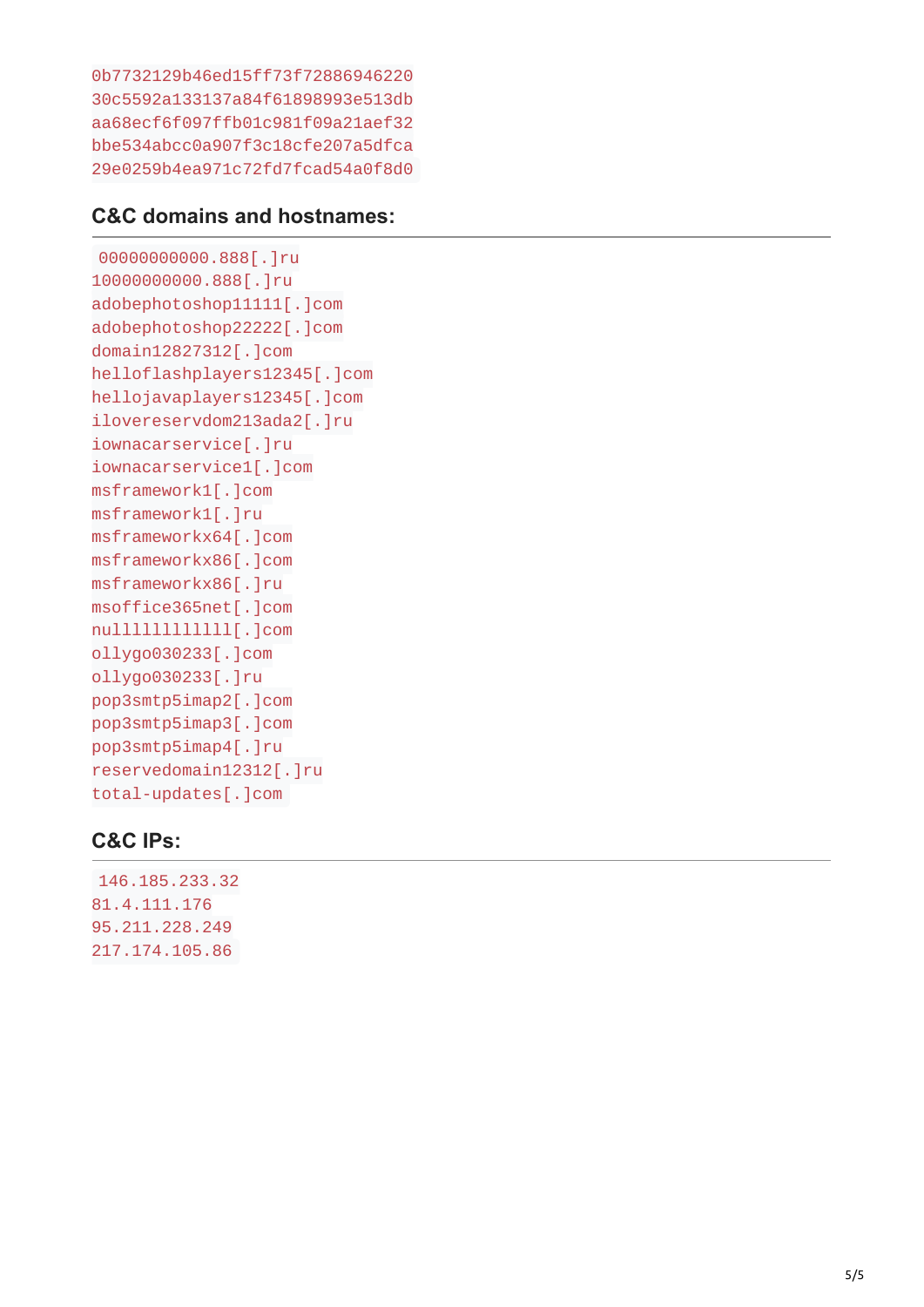```
0b7732129b46ed15ff73f72886946220
30c5592a133137a84f61898993e513db
aa68ecf6f097ffb01c981f09a21aef32
bbe534abcc0a907f3c18cfe207a5dfca
29e0259b4ea971c72fd7fcad54a0f8d0
```

### C&C domains and hostnames:

```
00000000000.888[.]ru
10000000000.888[.]ru
adobephotoshop11111[.]com
adobephotoshop22222[.]com
domain12827312[.]com
helloflashplayers12345[.]com
hellojavaplayers12345[.]com
iloveservdom213ada2[.]ru
iownacarservice[.]ru
iownacarservice1[.]com
msframework1[.]com
msframework1[.]ru
msframeworkx64[.]com
msframeworkx86[.]com
msframeworkx86[.]ru
msoffice365net[.]com
nullllllllllll[.]com
ollygo030233[.]com
ollygo030233[.]ru
pop3smtp5imap2[.]com
pop3smtp5imap3[.]com
pop3smtp5imap4[.]ru
reservedomain12312[.]ru
total-updates[.]com
```

### C&C IPs:

```
146.185.233.32
81.4.111.176
95.211.228.249
217.174.105.86
```